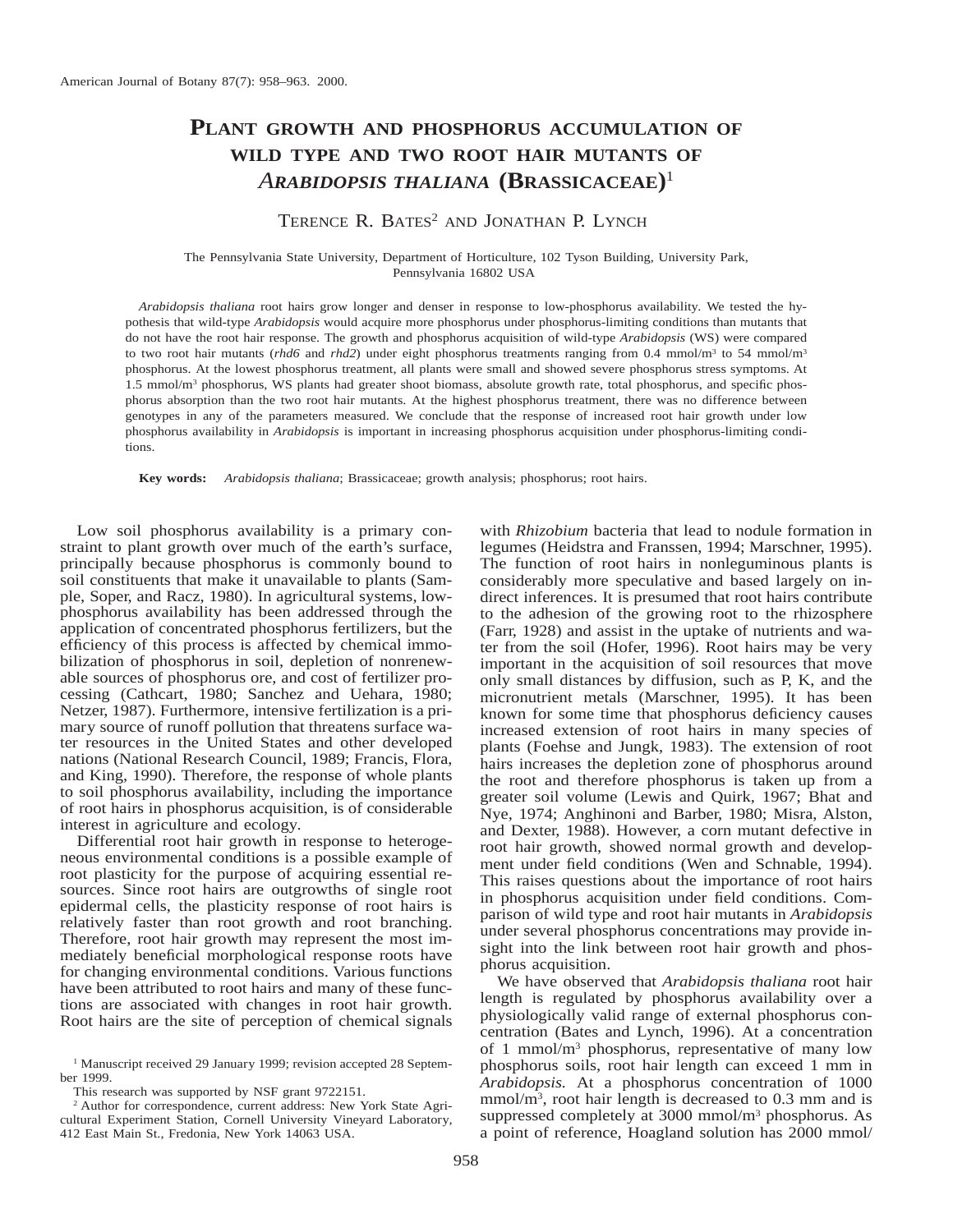# PLANT GROWTH AND PHOSPHORUS ACCUMULATION OF WILD TYPE AND TWO ROOT HAIR MUTANTS OF *ARABIDOPSIS THALIANA* (BRASSICACEAE)[1]

TERENCE R. BATES[2] AND JONATHAN P. LYNCH

The Pennsylvania State University, Department of Horticulture, 102 Tyson Building, University Park, Pennsylvania 16802 USA

*Arabidopsis thaliana* root hairs grow longer and denser in response to low-phosphorus availability. We tested the hypothesis that wild-type *Arabidopsis* would acquire more phosphorus under phosphorus-limiting conditions than mutants that do not have the root hair response. The growth and phosphorus acquisition of wild-type *Arabidopsis* (WS) were compared to two root hair mutants (*rhd6* and *rhd2*) under eight phosphorus treatments ranging from 0.4 mmol/m$^3$ to 54 mmol/m$^3$ phosphorus. At the lowest phosphorus treatment, all plants were small and showed severe phosphorus stress symptoms. At 1.5 mmol/m$^3$ phosphorus, WS plants had greater shoot biomass, absolute growth rate, total phosphorus, and specific phosphorus absorption than the two root hair mutants. At the highest phosphorus treatment, there was no difference between genotypes in any of the parameters measured. We conclude that the response of increased root hair growth under low phosphorus availability in *Arabidopsis* is important in increasing phosphorus acquisition under phosphorus-limiting conditions.

**Key words:** *Arabidopsis thaliana*; Brassicaceae; growth analysis; phosphorus; root hairs.

Low soil phosphorus availability is a primary constraint to plant growth over much of the earth's surface, principally because phosphorus is commonly bound to soil constituents that make it unavailable to plants (Sample, Soper, and Racz, 1980). In agricultural systems, low-phosphorus availability has been addressed through the application of concentrated phosphorus fertilizers, but the efficiency of this process is affected by chemical immobilization of phosphorus in soil, depletion of nonrenewable sources of phosphorus ore, and cost of fertilizer processing (Cathcart, 1980; Sanchez and Uehara, 1980; Netzer, 1987). Furthermore, intensive fertilization is a primary source of runoff pollution that threatens surface water resources in the United States and other developed nations (National Research Council, 1989; Francis, Flora, and King, 1990). Therefore, the response of whole plants to soil phosphorus availability, including the importance of root hairs in phosphorus acquisition, is of considerable interest in agriculture and ecology.

Differential root hair growth in response to heterogeneous environmental conditions is a possible example of root plasticity for the purpose of acquiring essential resources. Since root hairs are outgrowths of single root epidermal cells, the plasticity response of root hairs is relatively faster than root growth and root branching. Therefore, root hair growth may represent the most immediately beneficial morphological response roots have for changing environmental conditions. Various functions have been attributed to root hairs and many of these functions are associated with changes in root hair growth. Root hairs are the site of perception of chemical signals with *Rhizobium* bacteria that lead to nodule formation in legumes (Heidstra and Franssen, 1994; Marschner, 1995). The function of root hairs in nonleguminous plants is considerably more speculative and based largely on indirect inferences. It is presumed that root hairs contribute to the adhesion of the growing root to the rhizosphere (Farr, 1928) and assist in the uptake of nutrients and water from the soil (Hofer, 1996). Root hairs may be very important in the acquisition of soil resources that move only small distances by diffusion, such as P, K, and the micronutrient metals (Marschner, 1995). It has been known for some time that phosphorus deficiency causes increased extension of root hairs in many species of plants (Foehse and Jungk, 1983). The extension of root hairs increases the depletion zone of phosphorus around the root and therefore phosphorus is taken up from a greater soil volume (Lewis and Quirk, 1967; Bhat and Nye, 1974; Anghinoni and Barber, 1980; Misra, Alston, and Dexter, 1988). However, a corn mutant defective in root hair growth, showed normal growth and development under field conditions (Wen and Schnable, 1994). This raises questions about the importance of root hairs in phosphorus acquisition under field conditions. Comparison of wild type and root hair mutants in *Arabidopsis* under several phosphorus concentrations may provide insight into the link between root hair growth and phosphorus acquisition.

We have observed that *Arabidopsis thaliana* root hair length is regulated by phosphorus availability over a physiologically valid range of external phosphorus concentration (Bates and Lynch, 1996). At a concentration of 1 mmol/m$^3$ phosphorus, representative of many low phosphorus soils, root hair length can exceed 1 mm in *Arabidopsis.* At a phosphorus concentration of 1000 mmol/m$^3$, root hair length is decreased to 0.3 mm and is suppressed completely at 3000 mmol/m$^3$ phosphorus. As a point of reference, Hoagland solution has 2000 mmol/

[1] Manuscript received 29 January 1999; revision accepted 28 September 1999.

This research was supported by NSF grant 9722151.

[2] Author for correspondence, current address: New York State Agricultural Experiment Station, Cornell University Vineyard Laboratory, 412 East Main St., Fredonia, New York 14063 USA.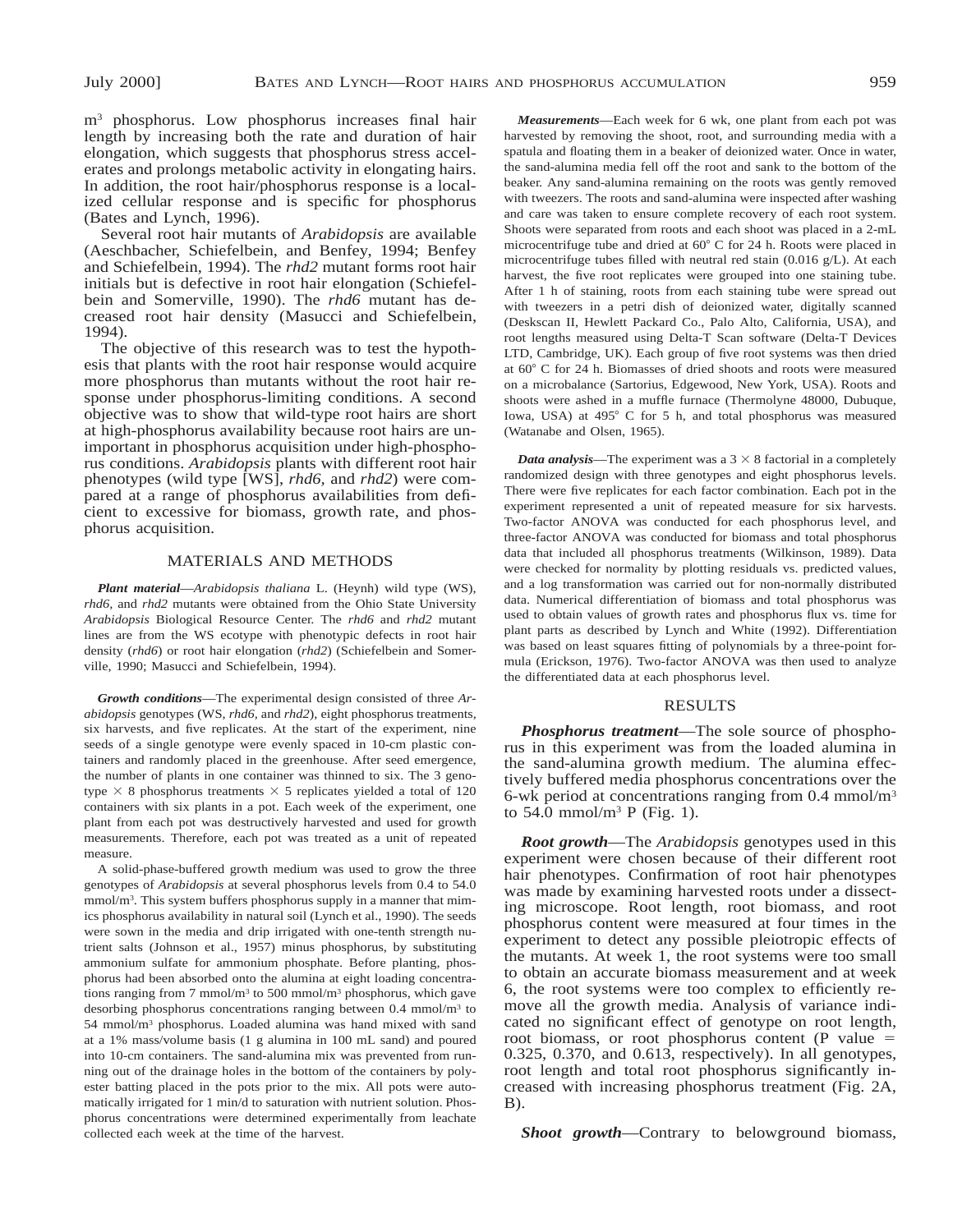$m^3$ phosphorus. Low phosphorus increases final hair length by increasing both the rate and duration of hair elongation, which suggests that phosphorus stress accelerates and prolongs metabolic activity in elongating hairs. In addition, the root hair/phosphorus response is a localized cellular response and is specific for phosphorus (Bates and Lynch, 1996).

Several root hair mutants of *Arabidopsis* are available (Aeschbacher, Schiefelbein, and Benfey, 1994; Benfey and Schiefelbein, 1994). The *rhd2* mutant forms root hair initials but is defective in root hair elongation (Schiefelbein and Somerville, 1990). The *rhd6* mutant has decreased root hair density (Masucci and Schiefelbein, 1994).

The objective of this research was to test the hypothesis that plants with the root hair response would acquire more phosphorus than mutants without the root hair response under phosphorus-limiting conditions. A second objective was to show that wild-type root hairs are short at high-phosphorus availability because root hairs are unimportant in phosphorus acquisition under high-phosphorus conditions. *Arabidopsis* plants with different root hair phenotypes (wild type [WS], *rhd6*, and *rhd2*) were compared at a range of phosphorus availabilities from deficient to excessive for biomass, growth rate, and phosphorus acquisition.

## MATERIALS AND METHODS

***Plant material***—*Arabidopsis thaliana* L. (Heynh) wild type (WS), *rhd6*, and *rhd2* mutants were obtained from the Ohio State University *Arabidopsis* Biological Resource Center. The *rhd6* and *rhd2* mutant lines are from the WS ecotype with phenotypic defects in root hair density (*rhd6*) or root hair elongation (*rhd2*) (Schiefelbein and Somerville, 1990; Masucci and Schiefelbein, 1994).

***Growth conditions***—The experimental design consisted of three *Arabidopsis* genotypes (WS, *rhd6*, and *rhd2*), eight phosphorus treatments, six harvests, and five replicates. At the start of the experiment, nine seeds of a single genotype were evenly spaced in 10-cm plastic containers and randomly placed in the greenhouse. After seed emergence, the number of plants in one container was thinned to six. The 3 genotype $\times$ 8 phosphorus treatments $\times$ 5 replicates yielded a total of 120 containers with six plants in a pot. Each week of the experiment, one plant from each pot was destructively harvested and used for growth measurements. Therefore, each pot was treated as a unit of repeated measure.

A solid-phase-buffered growth medium was used to grow the three genotypes of *Arabidopsis* at several phosphorus levels from 0.4 to 54.0 mmol/$m^3$. This system buffers phosphorus supply in a manner that mimics phosphorus availability in natural soil (Lynch et al., 1990). The seeds were sown in the media and drip irrigated with one-tenth strength nutrient salts (Johnson et al., 1957) minus phosphorus, by substituting ammonium sulfate for ammonium phosphate. Before planting, phosphorus had been absorbed onto the alumina at eight loading concentrations ranging from 7 mmol/$m^3$ to 500 mmol/$m^3$ phosphorus, which gave desorbing phosphorus concentrations ranging between 0.4 mmol/$m^3$ to 54 mmol/$m^3$ phosphorus. Loaded alumina was hand mixed with sand at a 1% mass/volume basis (1 g alumina in 100 mL sand) and poured into 10-cm containers. The sand-alumina mix was prevented from running out of the drainage holes in the bottom of the containers by polyester batting placed in the pots prior to the mix. All pots were automatically irrigated for 1 min/d to saturation with nutrient solution. Phosphorus concentrations were determined experimentally from leachate collected each week at the time of the harvest.

***Measurements***—Each week for 6 wk, one plant from each pot was harvested by removing the shoot, root, and surrounding media with a spatula and floating them in a beaker of deionized water. Once in water, the sand-alumina media fell off the root and sank to the bottom of the beaker. Any sand-alumina remaining on the roots was gently removed with tweezers. The roots and sand-alumina were inspected after washing and care was taken to ensure complete recovery of each root system. Shoots were separated from roots and each shoot was placed in a 2-mL microcentrifuge tube and dried at 60° C for 24 h. Roots were placed in microcentrifuge tubes filled with neutral red stain (0.016 g/L). At each harvest, the five root replicates were grouped into one staining tube. After 1 h of staining, roots from each staining tube were spread out with tweezers in a petri dish of deionized water, digitally scanned (Deskscan II, Hewlett Packard Co., Palo Alto, California, USA), and root lengths measured using Delta-T Scan software (Delta-T Devices LTD, Cambridge, UK). Each group of five root systems was then dried at 60° C for 24 h. Biomasses of dried shoots and roots were measured on a microbalance (Sartorius, Edgewood, New York, USA). Roots and shoots were ashed in a muffle furnace (Thermolyne 48000, Dubuque, Iowa, USA) at 495° C for 5 h, and total phosphorus was measured (Watanabe and Olsen, 1965).

***Data analysis***—The experiment was a 3 $\times$ 8 factorial in a completely randomized design with three genotypes and eight phosphorus levels. There were five replicates for each factor combination. Each pot in the experiment represented a unit of repeated measure for six harvests. Two-factor ANOVA was conducted for each phosphorus level, and three-factor ANOVA was conducted for biomass and total phosphorus data that included all phosphorus treatments (Wilkinson, 1989). Data were checked for normality by plotting residuals vs. predicted values, and a log transformation was carried out for non-normally distributed data. Numerical differentiation of biomass and total phosphorus was used to obtain values of growth rates and phosphorus flux vs. time for plant parts as described by Lynch and White (1992). Differentiation was based on least squares fitting of polynomials by a three-point formula (Erickson, 1976). Two-factor ANOVA was then used to analyze the differentiated data at each phosphorus level.

## RESULTS

***Phosphorus treatment***—The sole source of phosphorus in this experiment was from the loaded alumina in the sand-alumina growth medium. The alumina effectively buffered media phosphorus concentrations over the 6-wk period at concentrations ranging from 0.4 mmol/$m^3$ to 54.0 mmol/$m^3$ P (Fig. 1).

***Root growth***—The *Arabidopsis* genotypes used in this experiment were chosen because of their different root hair phenotypes. Confirmation of root hair phenotypes was made by examining harvested roots under a dissecting microscope. Root length, root biomass, and root phosphorus content were measured at four times in the experiment to detect any possible pleiotropic effects of the mutants. At week 1, the root systems were too small to obtain an accurate biomass measurement and at week 6, the root systems were too complex to efficiently remove all the growth media. Analysis of variance indicated no significant effect of genotype on root length, root biomass, or root phosphorus content (P value $=$ 0.325, 0.370, and 0.613, respectively). In all genotypes, root length and total root phosphorus significantly increased with increasing phosphorus treatment (Fig. 2A, B).

***Shoot growth***—Contrary to belowground biomass,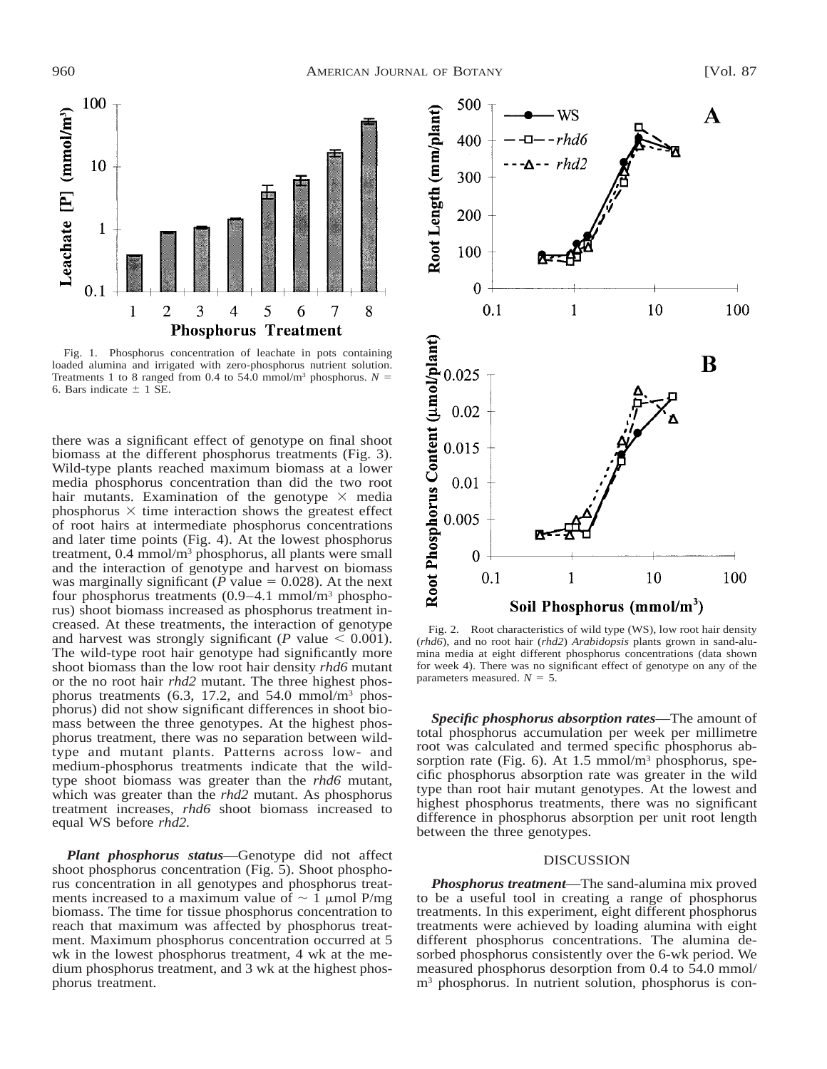Fig. 1. Phosphorus concentration of leachate in pots containing loaded alumina and irrigated with zero-phosphorus nutrient solution. Treatments 1 to 8 ranged from 0.4 to 54.0 mmol/m³ phosphorus. $N = 6$. Bars indicate ± 1 SE.

there was a significant effect of genotype on final shoot biomass at the different phosphorus treatments (Fig. 3). Wild-type plants reached maximum biomass at a lower media phosphorus concentration than did the two root hair mutants. Examination of the genotype × media phosphorus × time interaction shows the greatest effect of root hairs at intermediate phosphorus concentrations and later time points (Fig. 4). At the lowest phosphorus treatment, 0.4 mmol/m³ phosphorus, all plants were small and the interaction of genotype and harvest on biomass was marginally significant ($P$ value = 0.028). At the next four phosphorus treatments (0.9–4.1 mmol/m³ phosphorus) shoot biomass increased as phosphorus treatment increased. At these treatments, the interaction of genotype and harvest was strongly significant ($P$ value < 0.001). The wild-type root hair genotype had significantly more shoot biomass than the low root hair density *rhd6* mutant or the no root hair *rhd2* mutant. The three highest phosphorus treatments (6.3, 17.2, and 54.0 mmol/m³ phosphorus) did not show significant differences in shoot biomass between the three genotypes. At the highest phosphorus treatment, there was no separation between wild-type and mutant plants. Patterns across low- and medium-phosphorus treatments indicate that the wild-type shoot biomass was greater than the *rhd6* mutant, which was greater than the *rhd2* mutant. As phosphorus treatment increases, *rhd6* shoot biomass increased to equal WS before *rhd2.*

***Plant phosphorus status***—Genotype did not affect shoot phosphorus concentration (Fig. 5). Shoot phosphorus concentration in all genotypes and phosphorus treatments increased to a maximum value of ~ 1 μmol P/mg biomass. The time for tissue phosphorus concentration to reach that maximum was affected by phosphorus treatment. Maximum phosphorus concentration occurred at 5 wk in the lowest phosphorus treatment, 4 wk at the medium phosphorus treatment, and 3 wk at the highest phosphorus treatment.

Fig. 2. Root characteristics of wild type (WS), low root hair density (*rhd6*), and no root hair (*rhd2*) *Arabidopsis* plants grown in sand-alumina media at eight different phosphorus concentrations (data shown for week 4). There was no significant effect of genotype on any of the parameters measured. $N = 5$.

***Specific phosphorus absorption rates***—The amount of total phosphorus accumulation per week per millimetre root was calculated and termed specific phosphorus absorption rate (Fig. 6). At 1.5 mmol/m³ phosphorus, specific phosphorus absorption rate was greater in the wild type than root hair mutant genotypes. At the lowest and highest phosphorus treatments, there was no significant difference in phosphorus absorption per unit root length between the three genotypes.

## DISCUSSION

***Phosphorus treatment***—The sand-alumina mix proved to be a useful tool in creating a range of phosphorus treatments. In this experiment, eight different phosphorus treatments were achieved by loading alumina with eight different phosphorus concentrations. The alumina desorbed phosphorus consistently over the 6-wk period. We measured phosphorus desorption from 0.4 to 54.0 mmol/m³ phosphorus. In nutrient solution, phosphorus is con-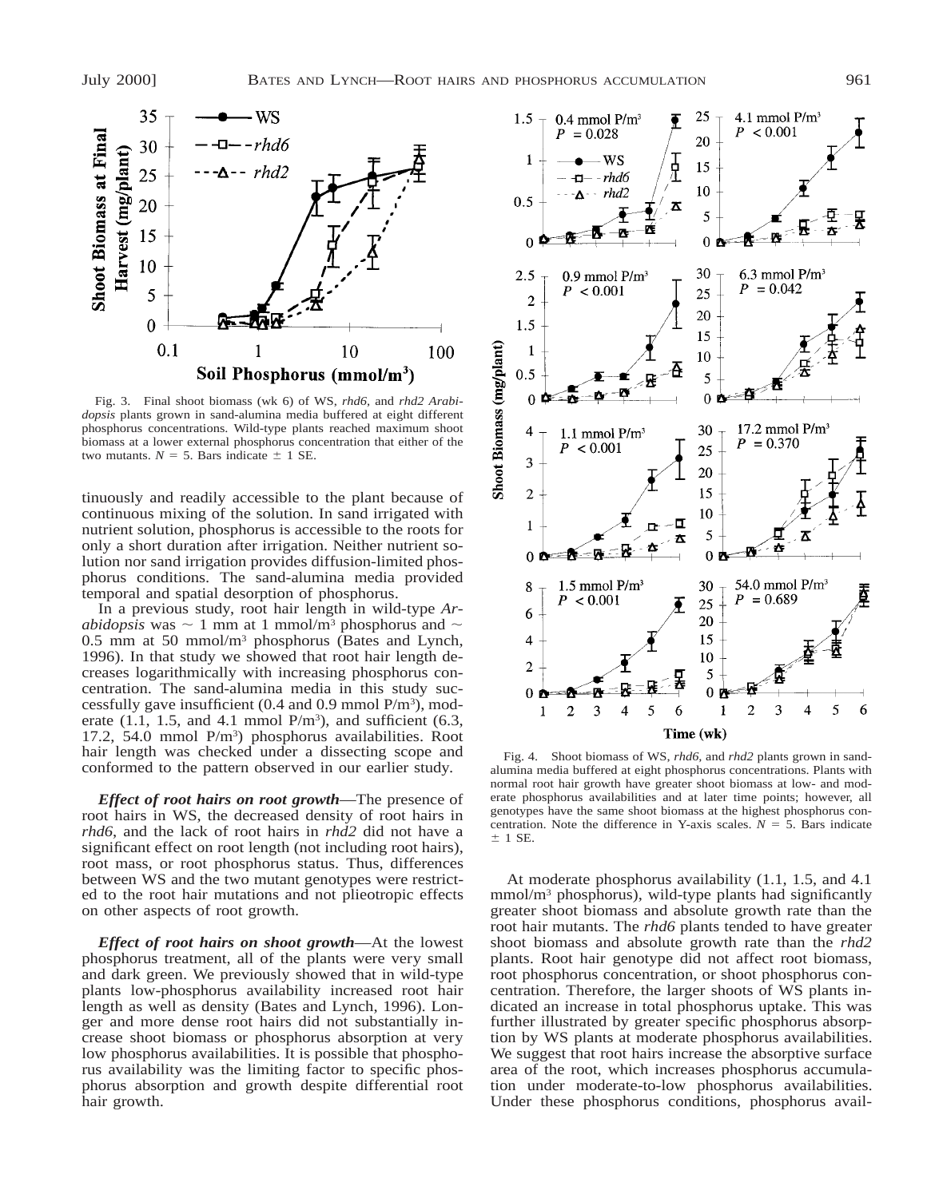Fig. 3. Final shoot biomass (wk 6) of WS, *rhd6*, and *rhd2 Arabidopsis* plants grown in sand-alumina media buffered at eight different phosphorus concentrations. Wild-type plants reached maximum shoot biomass at a lower external phosphorus concentration that either of the two mutants. $N = 5$. Bars indicate $\pm$ 1 SE.

tinuously and readily accessible to the plant because of continuous mixing of the solution. In sand irrigated with nutrient solution, phosphorus is accessible to the roots for only a short duration after irrigation. Neither nutrient solution nor sand irrigation provides diffusion-limited phosphorus conditions. The sand-alumina media provided temporal and spatial desorption of phosphorus.

In a previous study, root hair length in wild-type *Arabidopsis* was ~ 1 mm at 1 mmol/m$^3$ phosphorus and ~ 0.5 mm at 50 mmol/m$^3$ phosphorus (Bates and Lynch, 1996). In that study we showed that root hair length decreases logarithmically with increasing phosphorus concentration. The sand-alumina media in this study successfully gave insufficient (0.4 and 0.9 mmol P/m$^3$), moderate (1.1, 1.5, and 4.1 mmol P/m$^3$), and sufficient (6.3, 17.2, 54.0 mmol P/m$^3$) phosphorus availabilities. Root hair length was checked under a dissecting scope and conformed to the pattern observed in our earlier study.

***Effect of root hairs on root growth***—The presence of root hairs in WS, the decreased density of root hairs in *rhd6*, and the lack of root hairs in *rhd2* did not have a significant effect on root length (not including root hairs), root mass, or root phosphorus status. Thus, differences between WS and the two mutant genotypes were restricted to the root hair mutations and not pleiotropic effects on other aspects of root growth.

***Effect of root hairs on shoot growth***—At the lowest phosphorus treatment, all of the plants were very small and dark green. We previously showed that in wild-type plants low-phosphorus availability increased root hair length as well as density (Bates and Lynch, 1996). Longer and more dense root hairs did not substantially increase shoot biomass or phosphorus absorption at very low phosphorus availabilities. It is possible that phosphorus availability was the limiting factor to specific phosphorus absorption and growth despite differential root hair growth.

Fig. 4. Shoot biomass of WS, *rhd6*, and *rhd2* plants grown in sand-alumina media buffered at eight phosphorus concentrations. Plants with normal root hair growth have greater shoot biomass at low- and moderate phosphorus availabilities and at later time points; however, all genotypes have the same shoot biomass at the highest phosphorus concentration. Note the difference in Y-axis scales. $N = 5$. Bars indicate $\pm$ 1 SE.

At moderate phosphorus availability (1.1, 1.5, and 4.1 mmol/m$^3$ phosphorus), wild-type plants had significantly greater shoot biomass and absolute growth rate than the root hair mutants. The *rhd6* plants tended to have greater shoot biomass and absolute growth rate than the *rhd2* plants. Root hair genotype did not affect root biomass, root phosphorus concentration, or shoot phosphorus concentration. Therefore, the larger shoots of WS plants indicated an increase in total phosphorus uptake. This was further illustrated by greater specific phosphorus absorption by WS plants at moderate phosphorus availabilities. We suggest that root hairs increase the absorptive surface area of the root, which increases phosphorus accumulation under moderate-to-low phosphorus availabilities. Under these phosphorus conditions, phosphorus avail-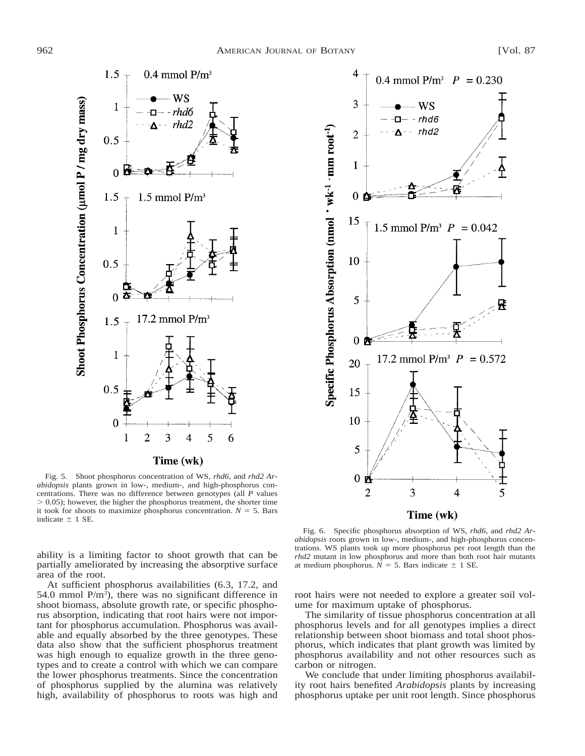Fig. 5. Shoot phosphorus concentration of WS, *rhd6*, and *rhd2 Arabidopsis* plants grown in low-, medium-, and high-phosphorus concentrations. There was no difference between genotypes (all $P$ values $> 0.05$); however, the higher the phosphorus treatment, the shorter time it took for shoots to maximize phosphorus concentration. $N = 5$. Bars indicate $\pm$ 1 SE.

Fig. 6. Specific phosphorus absorption of WS, *rhd6*, and *rhd2 Arabidopsis* roots grown in low-, medium-, and high-phosphorus concentrations. WS plants took up more phosphorus per root length than the *rhd2* mutant in low phosphorus and more than both root hair mutants at medium phosphorus. $N = 5$. Bars indicate $\pm$ 1 SE.

ability is a limiting factor to shoot growth that can be partially ameliorated by increasing the absorptive surface area of the root.

At sufficient phosphorus availabilities (6.3, 17.2, and 54.0 mmol $P/m^3$), there was no significant difference in shoot biomass, absolute growth rate, or specific phosphorus absorption, indicating that root hairs were not important for phosphorus accumulation. Phosphorus was available and equally absorbed by the three genotypes. These data also show that the sufficient phosphorus treatment was high enough to equalize growth in the three genotypes and to create a control with which we can compare the lower phosphorus treatments. Since the concentration of phosphorus supplied by the alumina was relatively high, availability of phosphorus to roots was high and root hairs were not needed to explore a greater soil volume for maximum uptake of phosphorus.

The similarity of tissue phosphorus concentration at all phosphorus levels and for all genotypes implies a direct relationship between shoot biomass and total shoot phosphorus, which indicates that plant growth was limited by phosphorus availability and not other resources such as carbon or nitrogen.

We conclude that under limiting phosphorus availability root hairs benefited *Arabidopsis* plants by increasing phosphorus uptake per unit root length. Since phosphorus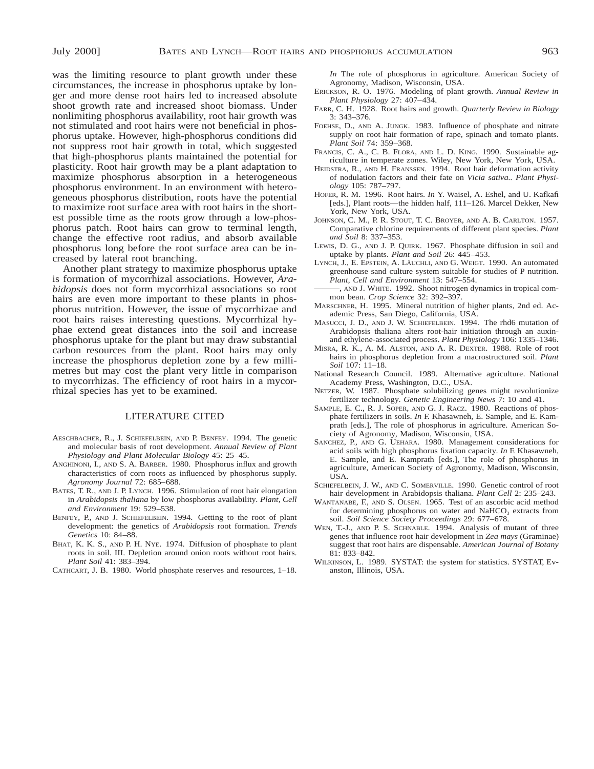was the limiting resource to plant growth under these circumstances, the increase in phosphorus uptake by longer and more dense root hairs led to increased absolute shoot growth rate and increased shoot biomass. Under nonlimiting phosphorus availability, root hair growth was not stimulated and root hairs were not beneficial in phosphorus uptake. However, high-phosphorus conditions did not suppress root hair growth in total, which suggested that high-phosphorus plants maintained the potential for plasticity. Root hair growth may be a plant adaptation to maximize phosphorus absorption in a heterogeneous phosphorus environment. In an environment with heterogeneous phosphorus distribution, roots have the potential to maximize root surface area with root hairs in the shortest possible time as the roots grow through a low-phosphorus patch. Root hairs can grow to terminal length, change the effective root radius, and absorb available phosphorus long before the root surface area can be increased by lateral root branching.

Another plant strategy to maximize phosphorus uptake is formation of mycorrhizal associations. However, *Arabidopsis* does not form mycorrhizal associations so root hairs are even more important to these plants in phosphorus nutrition. However, the issue of mycorrhizae and root hairs raises interesting questions. Mycorrhizal hyphae extend great distances into the soil and increase phosphorus uptake for the plant but may draw substantial carbon resources from the plant. Root hairs may only increase the phosphorus depletion zone by a few millimetres but may cost the plant very little in comparison to mycorrhizas. The efficiency of root hairs in a mycorrhizal species has yet to be examined.

## LITERATURE CITED

Aeschbacher, R., J. Schiefelbein, and P. Benfey. 1994. The genetic and molecular basis of root development. *Annual Review of Plant Physiology and Plant Molecular Biology* 45: 25–45.

Anghinoni, I., and S. A. Barber. 1980. Phosphorus influx and growth characteristics of corn roots as influenced by phosphorus supply. *Agronomy Journal* 72: 685–688.

Bates, T. R., and J. P. Lynch. 1996. Stimulation of root hair elongation in *Arabidopsis thaliana* by low phosphorus availability. *Plant, Cell and Environment* 19: 529–538.

Benfey, P., and J. Schiefelbein. 1994. Getting to the root of plant development: the genetics of *Arabidopsis* root formation. *Trends Genetics* 10: 84–88.

Bhat, K. K. S., and P. H. Nye. 1974. Diffusion of phosphate to plant roots in soil. III. Depletion around onion roots without root hairs. *Plant Soil* 41: 383–394.

Cathcart, J. B. 1980. World phosphate reserves and resources, 1–18. *In* The role of phosphorus in agriculture. American Society of Agronomy, Madison, Wisconsin, USA.

Erickson, R. O. 1976. Modeling of plant growth. *Annual Review in Plant Physiology* 27: 407–434.

Farr, C. H. 1928. Root hairs and growth. *Quarterly Review in Biology* 3: 343–376.

Foehse, D., and A. Jungk. 1983. Influence of phosphate and nitrate supply on root hair formation of rape, spinach and tomato plants. *Plant Soil* 74: 359–368.

Francis, C. A., C. B. Flora, and L. D. King. 1990. Sustainable agriculture in temperate zones. Wiley, New York, New York, USA.

Heidstra, R., and H. Franssen. 1994. Root hair deformation activity of nodulation factors and their fate on *Vicia sativa*.. *Plant Physiology* 105: 787–797.

Hofer, R. M. 1996. Root hairs. *In* Y. Waisel, A. Eshel, and U. Kafkafi [eds.], Plant roots—the hidden half, 111–126. Marcel Dekker, New York, New York, USA.

Johnson, C. M., P. R. Stout, T. C. Broyer, and A. B. Carlton. 1957. Comparative chlorine requirements of different plant species. *Plant and Soil* 8: 337–353.

Lewis, D. G., and J. P. Quirk. 1967. Phosphate diffusion in soil and uptake by plants. *Plant and Soil* 26: 445–453.

Lynch, J., E. Epstein, A. Läuchli, and G. Weigt. 1990. An automated greenhouse sand culture system suitable for studies of P nutrition. *Plant, Cell and Environment* 13: 547–554.

———, and J. White. 1992. Shoot nitrogen dynamics in tropical common bean. *Crop Science* 32: 392–397.

Marschner, H. 1995. Mineral nutrition of higher plants, 2nd ed. Academic Press, San Diego, California, USA.

Masucci, J. D., and J. W. Schiefelbein. 1994. The rhd6 mutation of Arabidopsis thaliana alters root-hair initiation through an auxin- and ethylene-associated process. *Plant Physiology* 106: 1335–1346.

Misra, R. K., A. M. Alston, and A. R. Dexter. 1988. Role of root hairs in phosphorus depletion from a macrostructured soil. *Plant Soil* 107: 11–18.

National Research Council. 1989. Alternative agriculture. National Academy Press, Washington, D.C., USA.

Netzer, W. 1987. Phosphate solubilizing genes might revolutionize fertilizer technology. *Genetic Engineering News* 7: 10 and 41.

Sample, E. C., R. J. Soper, and G. J. Racz. 1980. Reactions of phosphate fertilizers in soils. *In* F. Khasawneh, E. Sample, and E. Kamprath [eds.], The role of phosphorus in agriculture. American Society of Agronomy, Madison, Wisconsin, USA.

Sanchez, P., and G. Uehara. 1980. Management considerations for acid soils with high phosphorus fixation capacity. *In* F. Khasawneh, E. Sample, and E. Kamprath [eds.], The role of phosphorus in agriculture, American Society of Agronomy, Madison, Wisconsin, USA.

Schiefelbein, J. W., and C. Somerville. 1990. Genetic control of root hair development in Arabidopsis thaliana. *Plant Cell* 2: 235–243.

Wantanabe, F., and S. Olsen. 1965. Test of an ascorbic acid method for determining phosphorus on water and $NaHCO_3$ extracts from soil. *Soil Science Society Proceedings* 29: 677–678.

Wen, T.-J., and P. S. Schnable. 1994. Analysis of mutant of three genes that influence root hair development in *Zea mays* (Graminae) suggest that root hairs are dispensable. *American Journal of Botany* 81: 833–842.

Wilkinson, L. 1989. SYSTAT: the system for statistics. SYSTAT, Evanston, Illinois, USA.